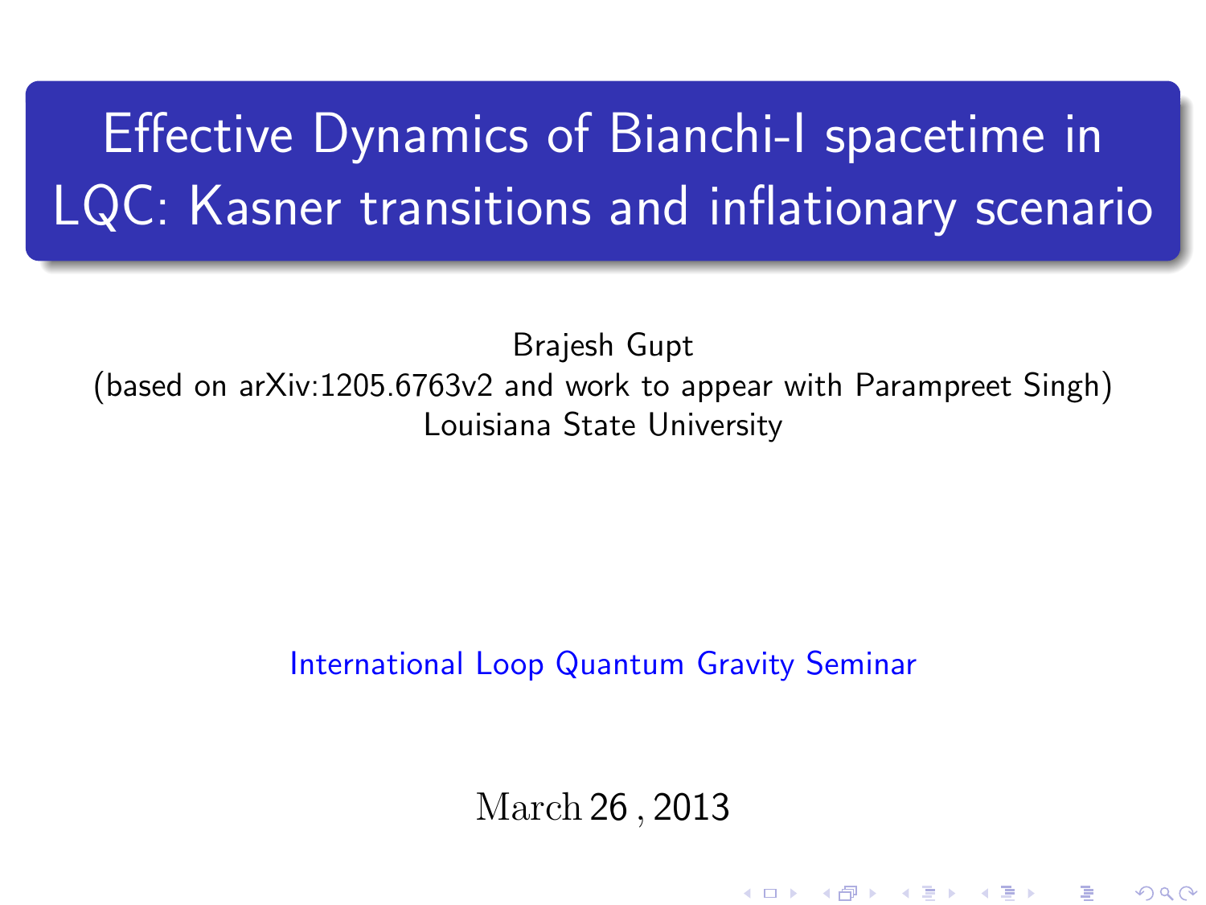# Effective Dynamics of Bianchi-I spacetime in LQC: Kasner transitions and inflationary scenario

Brajesh Gupt
(based on arXiv:1205.6763v2 and work to appear with Parampreet Singh)
Louisiana State University

International Loop Quantum Gravity Seminar

March 26 , 2013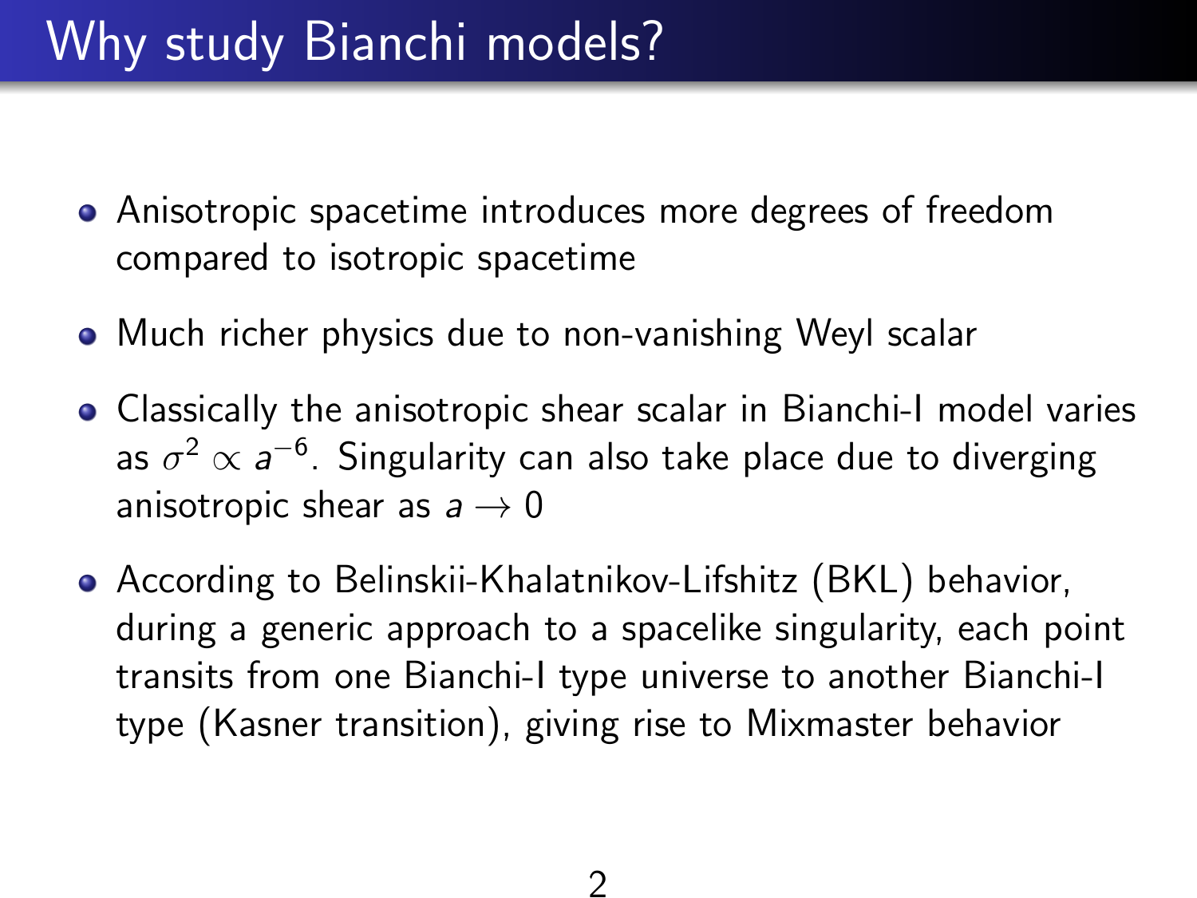# Why study Bianchi models?

- Anisotropic spacetime introduces more degrees of freedom compared to isotropic spacetime
- Much richer physics due to non-vanishing Weyl scalar
- Classically the anisotropic shear scalar in Bianchi-I model varies as $\sigma^2 \propto a^{-6}$. Singularity can also take place due to diverging anisotropic shear as $a \to 0$
- According to Belinskii-Khalatnikov-Lifshitz (BKL) behavior, during a generic approach to a spacelike singularity, each point transits from one Bianchi-I type universe to another Bianchi-I type (Kasner transition), giving rise to Mixmaster behavior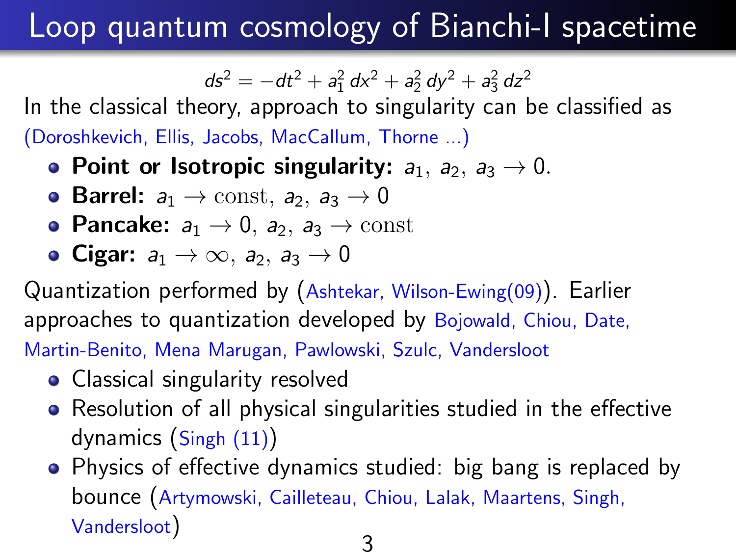# Loop quantum cosmology of Bianchi-I spacetime

$$ds^2 = -dt^2 + a_1^2\, dx^2 + a_2^2\, dy^2 + a_3^2\, dz^2$$

In the classical theory, approach to singularity can be classified as (Doroshkevich, Ellis, Jacobs, MacCallum, Thorne ...)

- **Point or Isotropic singularity:** $a_1,\ a_2,\ a_3 \to 0$.
- **Barrel:** $a_1 \to \text{const},\ a_2,\ a_3 \to 0$
- **Pancake:** $a_1 \to 0,\ a_2,\ a_3 \to \text{const}$
- **Cigar:** $a_1 \to \infty,\ a_2,\ a_3 \to 0$

Quantization performed by (Ashtekar, Wilson-Ewing(09)). Earlier approaches to quantization developed by Bojowald, Chiou, Date, Martin-Benito, Mena Marugan, Pawlowski, Szulc, Vandersloot

- Classical singularity resolved
- Resolution of all physical singularities studied in the effective dynamics (Singh (11))
- Physics of effective dynamics studied: big bang is replaced by bounce (Artymowski, Cailleteau, Chiou, Lalak, Maartens, Singh, Vandersloot)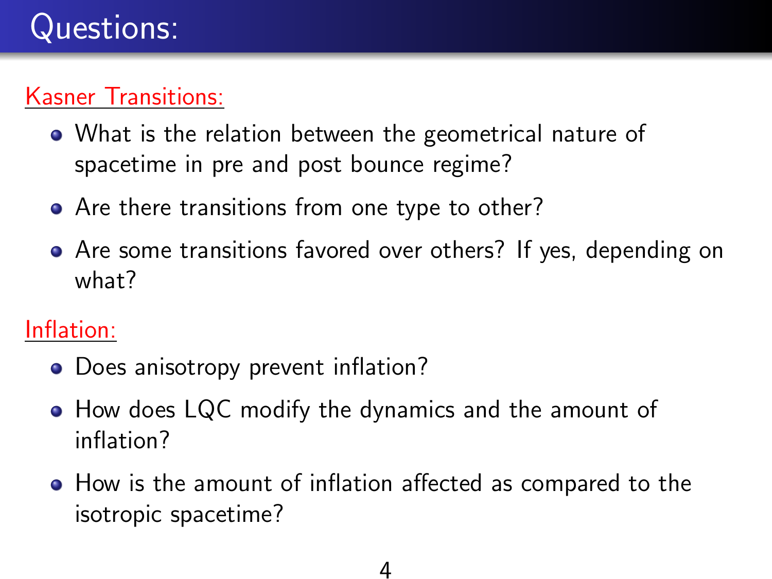# Questions:

## Kasner Transitions:

- What is the relation between the geometrical nature of spacetime in pre and post bounce regime?
- Are there transitions from one type to other?
- Are some transitions favored over others? If yes, depending on what?

## Inflation:

- Does anisotropy prevent inflation?
- How does LQC modify the dynamics and the amount of inflation?
- How is the amount of inflation affected as compared to the isotropic spacetime?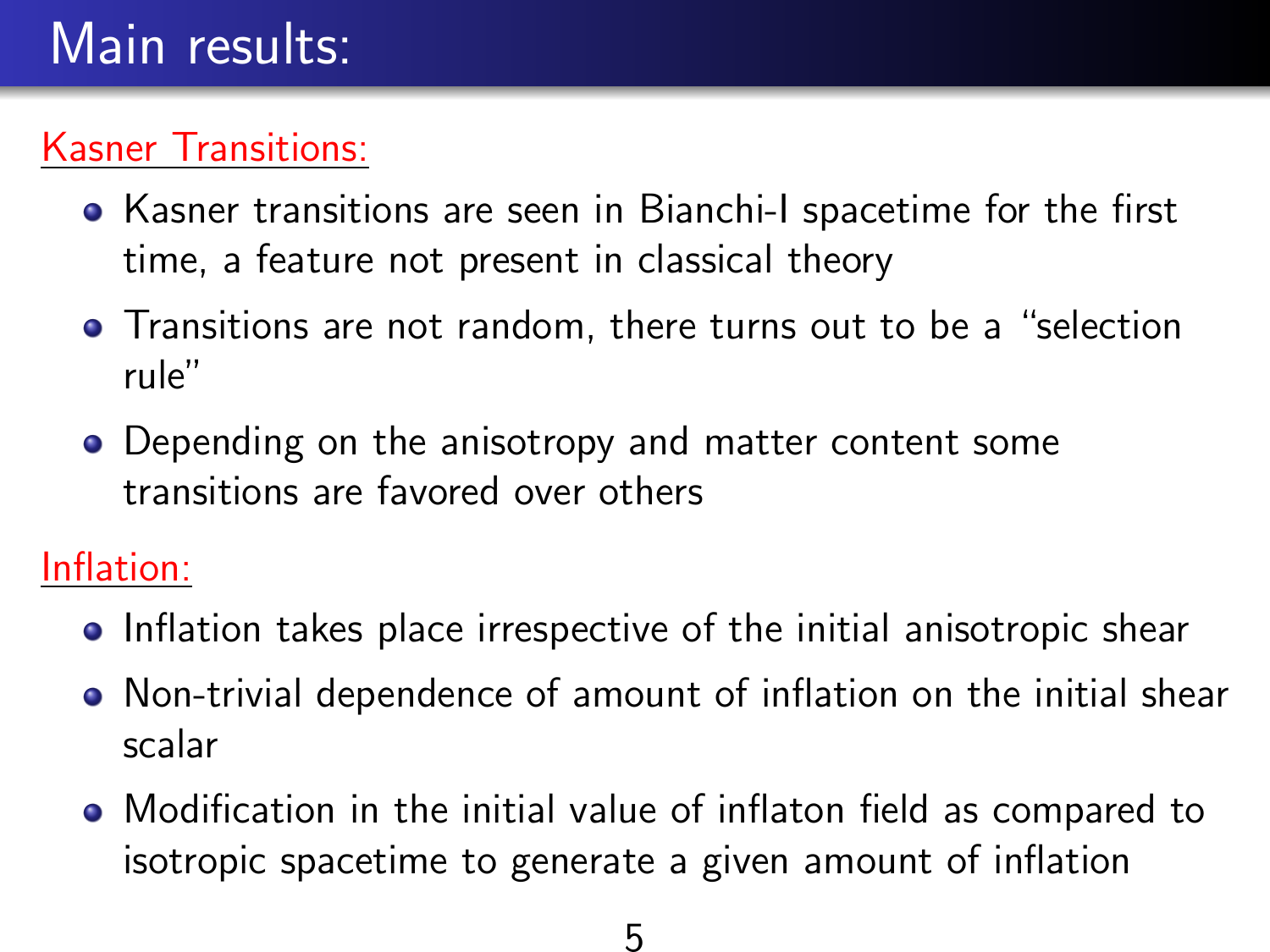# Main results:

## Kasner Transitions:

- Kasner transitions are seen in Bianchi-I spacetime for the first time, a feature not present in classical theory
- Transitions are not random, there turns out to be a "selection rule"
- Depending on the anisotropy and matter content some transitions are favored over others

## Inflation:

- Inflation takes place irrespective of the initial anisotropic shear
- Non-trivial dependence of amount of inflation on the initial shear scalar
- Modification in the initial value of inflaton field as compared to isotropic spacetime to generate a given amount of inflation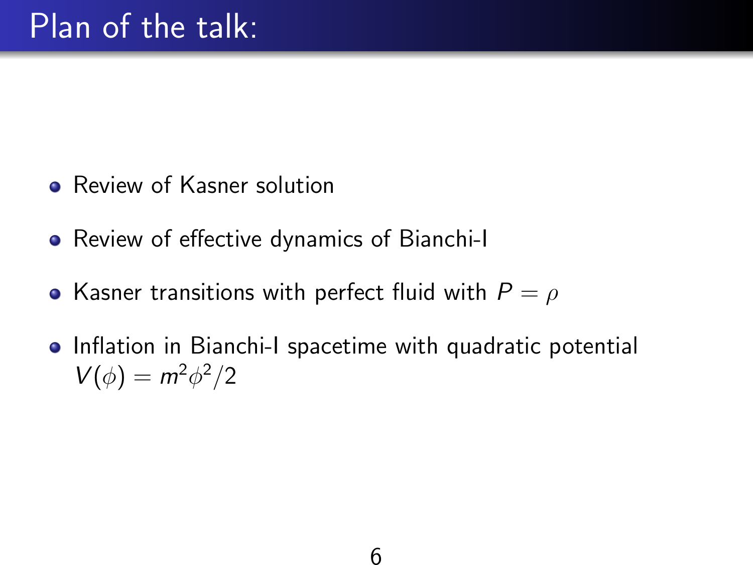# Plan of the talk:

- Review of Kasner solution
- Review of effective dynamics of Bianchi-I
- Kasner transitions with perfect fluid with $P = \rho$
- Inflation in Bianchi-I spacetime with quadratic potential $V(\phi) = m^2\phi^2/2$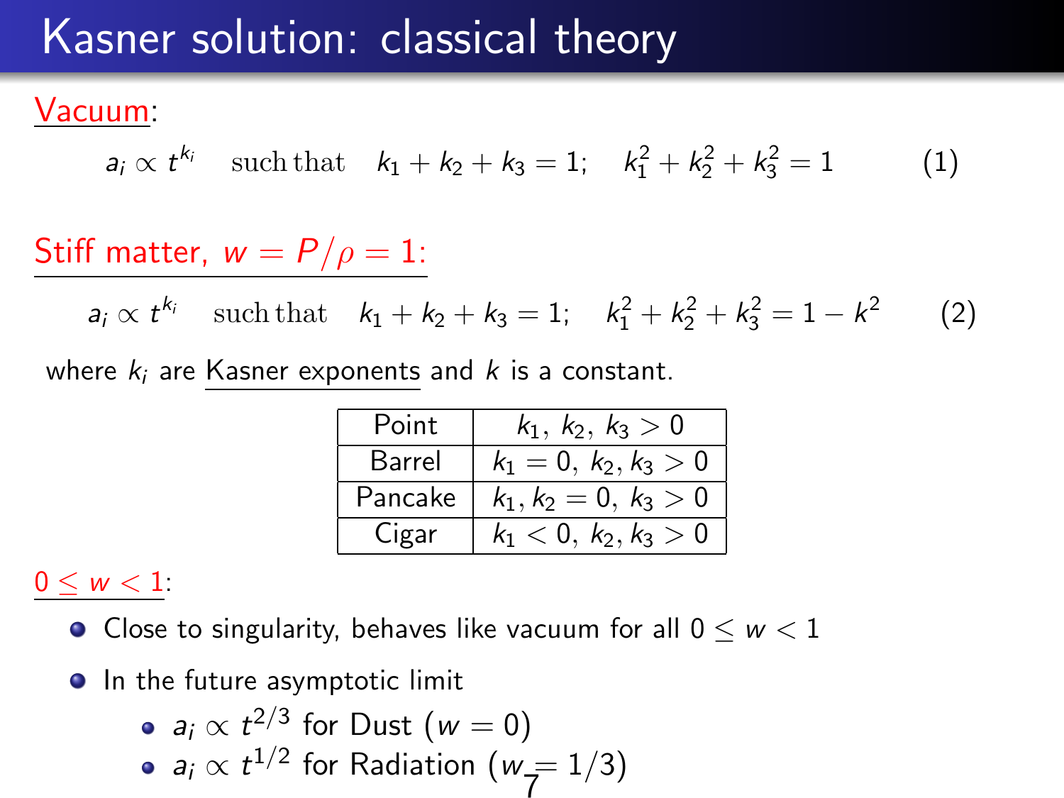# Kasner solution: classical theory

Vacuum:

$$a_i \propto t^{k_i} \quad \text{such that} \quad k_1 + k_2 + k_3 = 1; \quad k_1^2 + k_2^2 + k_3^2 = 1 \tag{1}$$

Stiff matter, $w = P/\rho = 1$:

$$a_i \propto t^{k_i} \quad \text{such that} \quad k_1 + k_2 + k_3 = 1; \quad k_1^2 + k_2^2 + k_3^2 = 1 - k^2 \tag{2}$$

where $k_i$ are Kasner exponents and $k$ is a constant.

| Point | $k_1,\ k_2,\ k_3 > 0$ |
|---|---|
| Barrel | $k_1 = 0,\ k_2, k_3 > 0$ |
| Pancake | $k_1, k_2 = 0,\ k_3 > 0$ |
| Cigar | $k_1 < 0,\ k_2, k_3 > 0$ |

$0 \leq w < 1$:

- Close to singularity, behaves like vacuum for all $0 \leq w < 1$
- In the future asymptotic limit
  - $a_i \propto t^{2/3}$ for Dust ($w = 0$)
  - $a_i \propto t^{1/2}$ for Radiation ($w = 1/3$)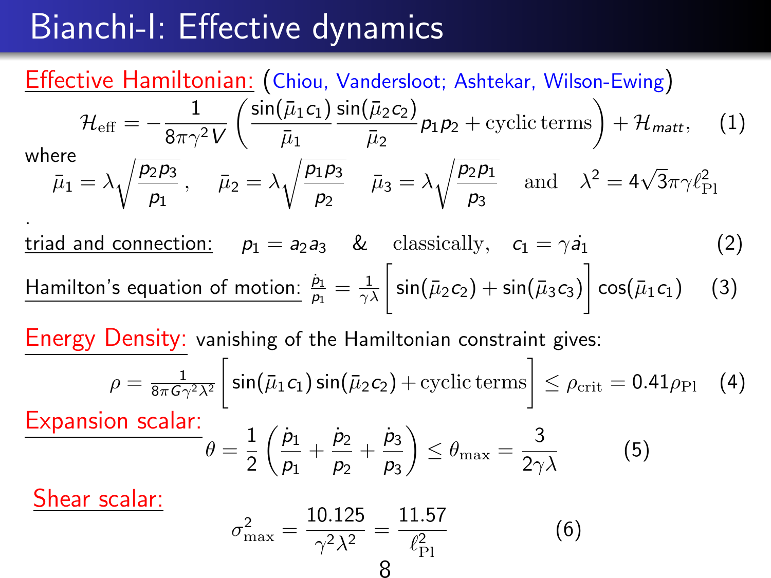# Bianchi-I: Effective dynamics

Effective Hamiltonian: (Chiou, Vandersloot; Ashtekar, Wilson-Ewing)

$$\mathcal{H}_{\rm eff} = -\frac{1}{8\pi\gamma^2 V}\left(\frac{\sin(\bar{\mu}_1 c_1)}{\bar{\mu}_1}\frac{\sin(\bar{\mu}_2 c_2)}{\bar{\mu}_2} p_1 p_2 + \text{cyclic terms}\right) + \mathcal{H}_{matt}, \quad (1)$$

where

$$\bar{\mu}_1 = \lambda\sqrt{\frac{p_2 p_3}{p_1}}, \quad \bar{\mu}_2 = \lambda\sqrt{\frac{p_1 p_3}{p_2}} \quad \bar{\mu}_3 = \lambda\sqrt{\frac{p_2 p_1}{p_3}} \quad \text{and} \quad \lambda^2 = 4\sqrt{3}\pi\gamma\ell_{\rm Pl}^2$$

.

triad and connection: $\quad p_1 = a_2 a_3 \quad \& \quad \text{classically}, \quad c_1 = \gamma \dot{a_1} \qquad (2)$

Hamilton's equation of motion: $\frac{\dot{p}_1}{p_1} = \frac{1}{\gamma\lambda}\Big[\sin(\bar{\mu}_2 c_2) + \sin(\bar{\mu}_3 c_3)\Big]\cos(\bar{\mu}_1 c_1) \qquad (3)$

Energy Density: vanishing of the Hamiltonian constraint gives:

$$\rho = \frac{1}{8\pi G\gamma^2\lambda^2}\Big[\sin(\bar{\mu}_1 c_1)\sin(\bar{\mu}_2 c_2) + \text{cyclic terms}\Big] \le \rho_{\rm crit} = 0.41\rho_{\rm Pl} \quad (4)$$

Expansion scalar:

$$\theta = \frac{1}{2}\left(\frac{\dot{p}_1}{p_1} + \frac{\dot{p}_2}{p_2} + \frac{\dot{p}_3}{p_3}\right) \le \theta_{\max} = \frac{3}{2\gamma\lambda} \qquad (5)$$

Shear scalar:

$$\sigma^2_{\max} = \frac{10.125}{\gamma^2\lambda^2} = \frac{11.57}{\ell_{\rm Pl}^2} \qquad (6)$$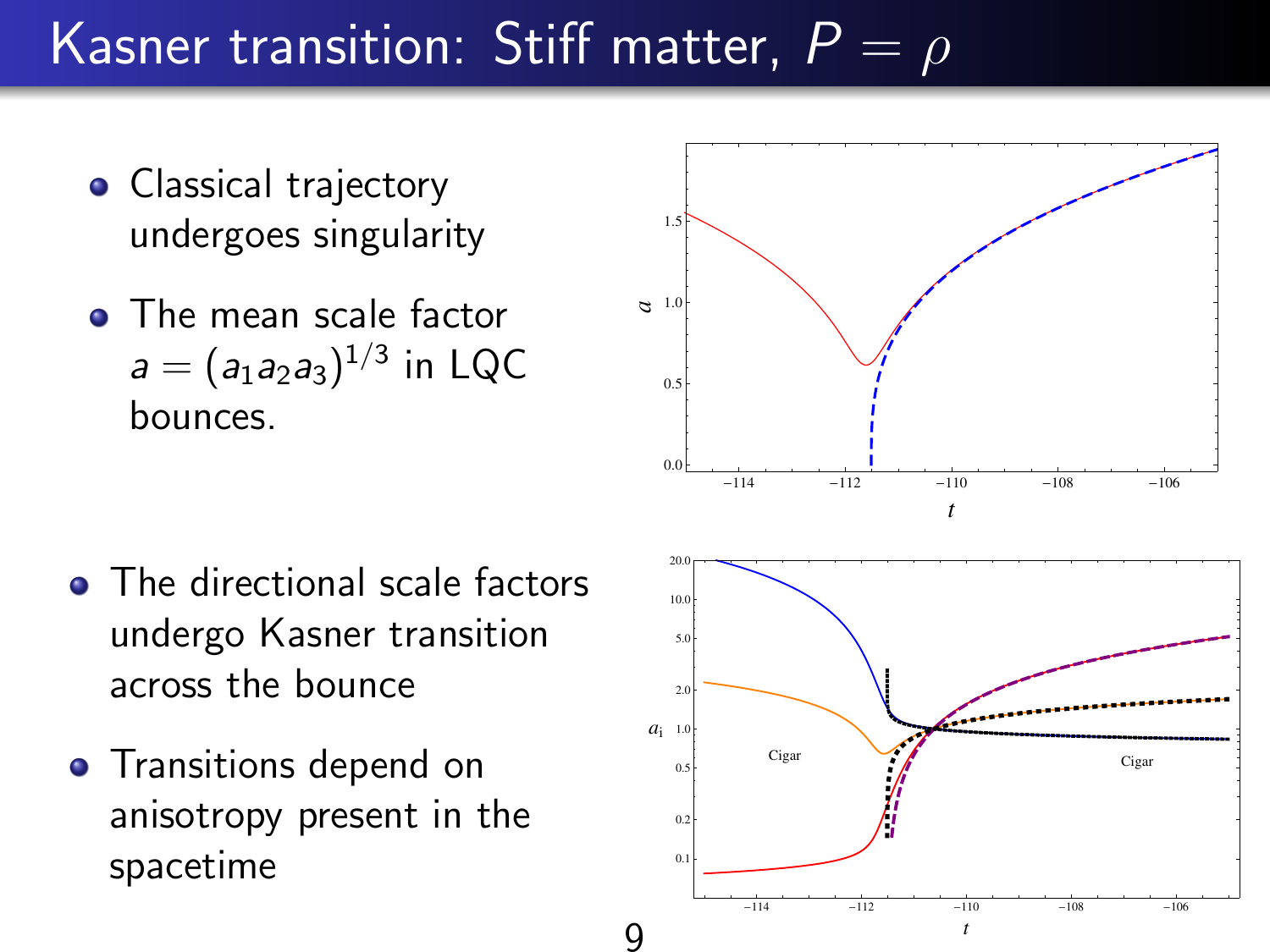# Kasner transition: Stiff matter, $P = \rho$

- Classical trajectory undergoes singularity
- The mean scale factor $a = (a_1 a_2 a_3)^{1/3}$ in LQC bounces.

- The directional scale factors undergo Kasner transition across the bounce
- Transitions depend on anisotropy present in the spacetime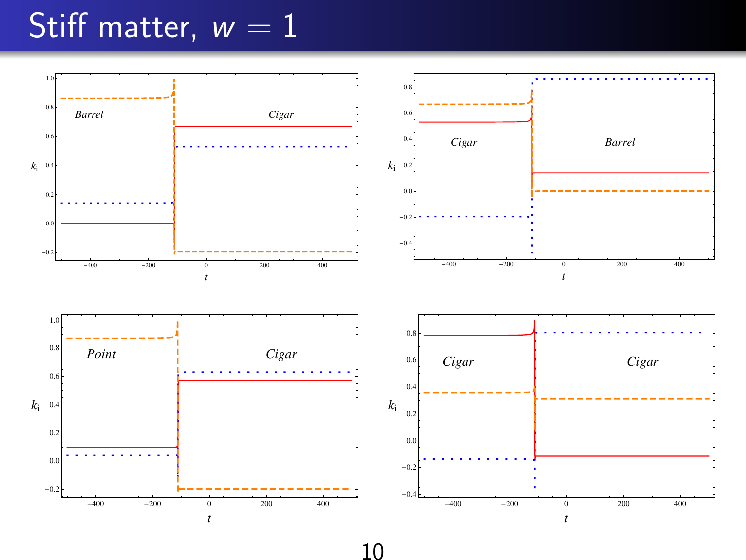# Stiff matter, $w = 1$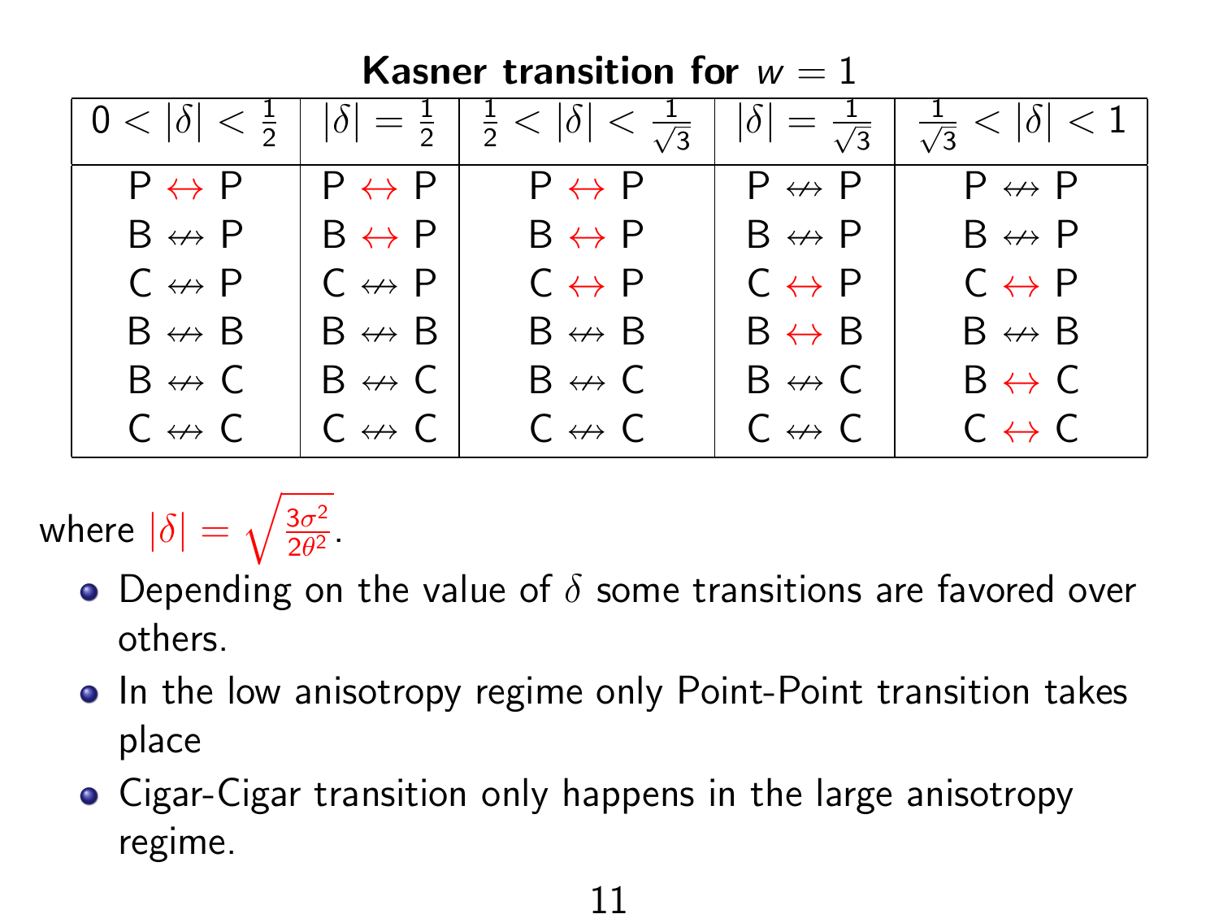## Kasner transition for $w = 1$

| $0 < \|\delta\| < \frac{1}{2}$ | $\|\delta\| = \frac{1}{2}$ | $\frac{1}{2} < \|\delta\| < \frac{1}{\sqrt{3}}$ | $\|\delta\| = \frac{1}{\sqrt{3}}$ | $\frac{1}{\sqrt{3}} < \|\delta\| < 1$ |
|---|---|---|---|---|
| P $\leftrightarrow$ P | P $\leftrightarrow$ P | P $\leftrightarrow$ P | P $\not\leftrightarrow$ P | P $\not\leftrightarrow$ P |
| B $\not\leftrightarrow$ P | B $\leftrightarrow$ P | B $\leftrightarrow$ P | B $\not\leftrightarrow$ P | B $\not\leftrightarrow$ P |
| C $\not\leftrightarrow$ P | C $\not\leftrightarrow$ P | C $\leftrightarrow$ P | C $\leftrightarrow$ P | C $\leftrightarrow$ P |
| B $\not\leftrightarrow$ B | B $\not\leftrightarrow$ B | B $\not\leftrightarrow$ B | B $\leftrightarrow$ B | B $\not\leftrightarrow$ B |
| B $\not\leftrightarrow$ C | B $\not\leftrightarrow$ C | B $\not\leftrightarrow$ C | B $\not\leftrightarrow$ C | B $\leftrightarrow$ C |
| C $\not\leftrightarrow$ C | C $\not\leftrightarrow$ C | C $\not\leftrightarrow$ C | C $\not\leftrightarrow$ C | C $\leftrightarrow$ C |

where $|\delta| = \sqrt{\frac{3\sigma^2}{2\theta^2}}$.

- Depending on the value of $\delta$ some transitions are favored over others.
- In the low anisotropy regime only Point-Point transition takes place
- Cigar-Cigar transition only happens in the large anisotropy regime.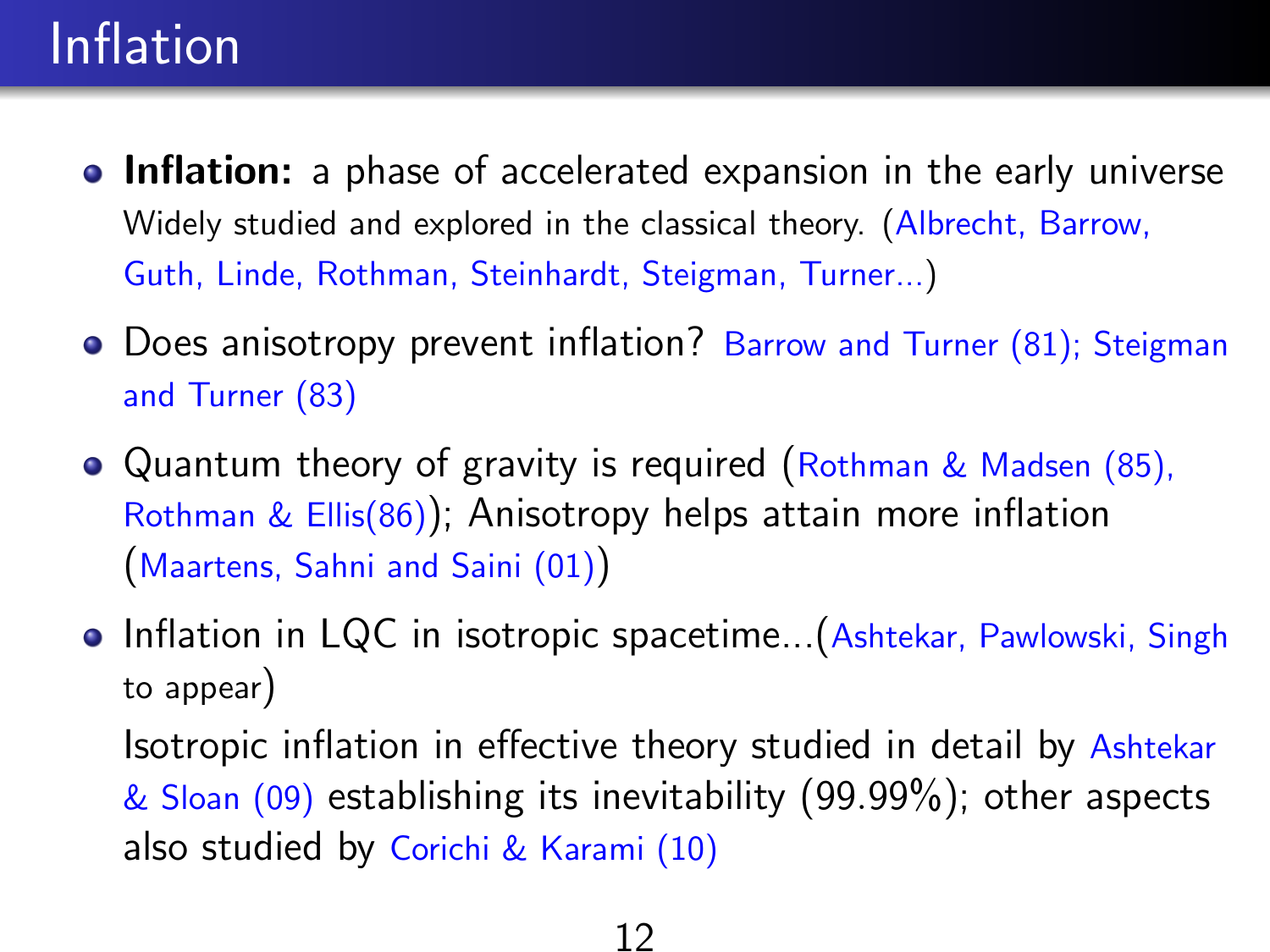# Inflation

- **Inflation:** a phase of accelerated expansion in the early universe
  Widely studied and explored in the classical theory. (Albrecht, Barrow, Guth, Linde, Rothman, Steinhardt, Steigman, Turner...)
- Does anisotropy prevent inflation? Barrow and Turner (81); Steigman and Turner (83)
- Quantum theory of gravity is required (Rothman & Madsen (85), Rothman & Ellis(86)); Anisotropy helps attain more inflation (Maartens, Sahni and Saini (01))
- Inflation in LQC in isotropic spacetime...(Ashtekar, Pawlowski, Singh to appear)

  Isotropic inflation in effective theory studied in detail by Ashtekar & Sloan (09) establishing its inevitability (99.99%); other aspects also studied by Corichi & Karami (10)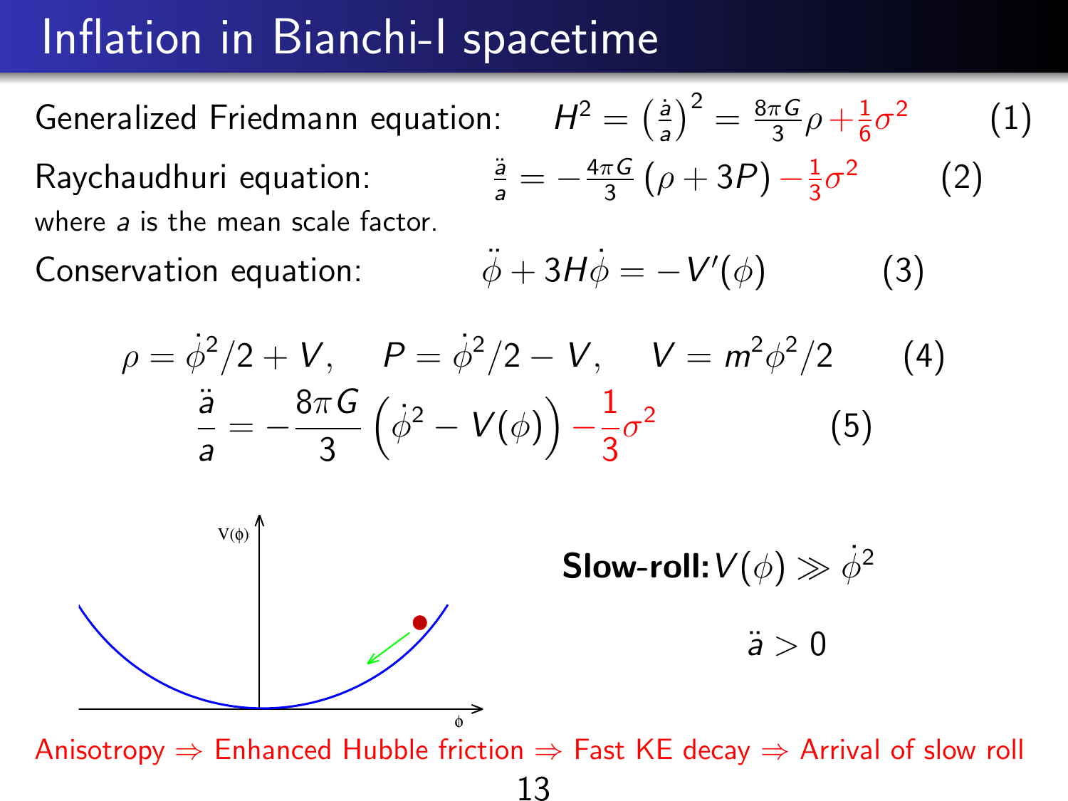# Inflation in Bianchi-I spacetime

Generalized Friedmann equation: $$H^2 = \left(\frac{\dot{a}}{a}\right)^2 = \frac{8\pi G}{3}\rho + \frac{1}{6}\sigma^2 \quad (1)$$

Raychaudhuri equation: $$\frac{\ddot{a}}{a} = -\frac{4\pi G}{3}(\rho + 3P) - \frac{1}{3}\sigma^2 \quad (2)$$

where $a$ is the mean scale factor.

Conservation equation: $$\ddot{\phi} + 3H\dot{\phi} = -V'(\phi) \quad (3)$$

$$\rho = \dot{\phi}^2/2 + V, \quad P = \dot{\phi}^2/2 - V, \quad V = m^2\phi^2/2 \quad (4)$$

$$\frac{\ddot{a}}{a} = -\frac{8\pi G}{3}\left(\dot{\phi}^2 - V(\phi)\right) - \frac{1}{3}\sigma^2 \quad (5)$$

**Slow-roll:** $V(\phi) \gg \dot{\phi}^2$

$\ddot{a} > 0$

Anisotropy ⇒ Enhanced Hubble friction ⇒ Fast KE decay ⇒ Arrival of slow roll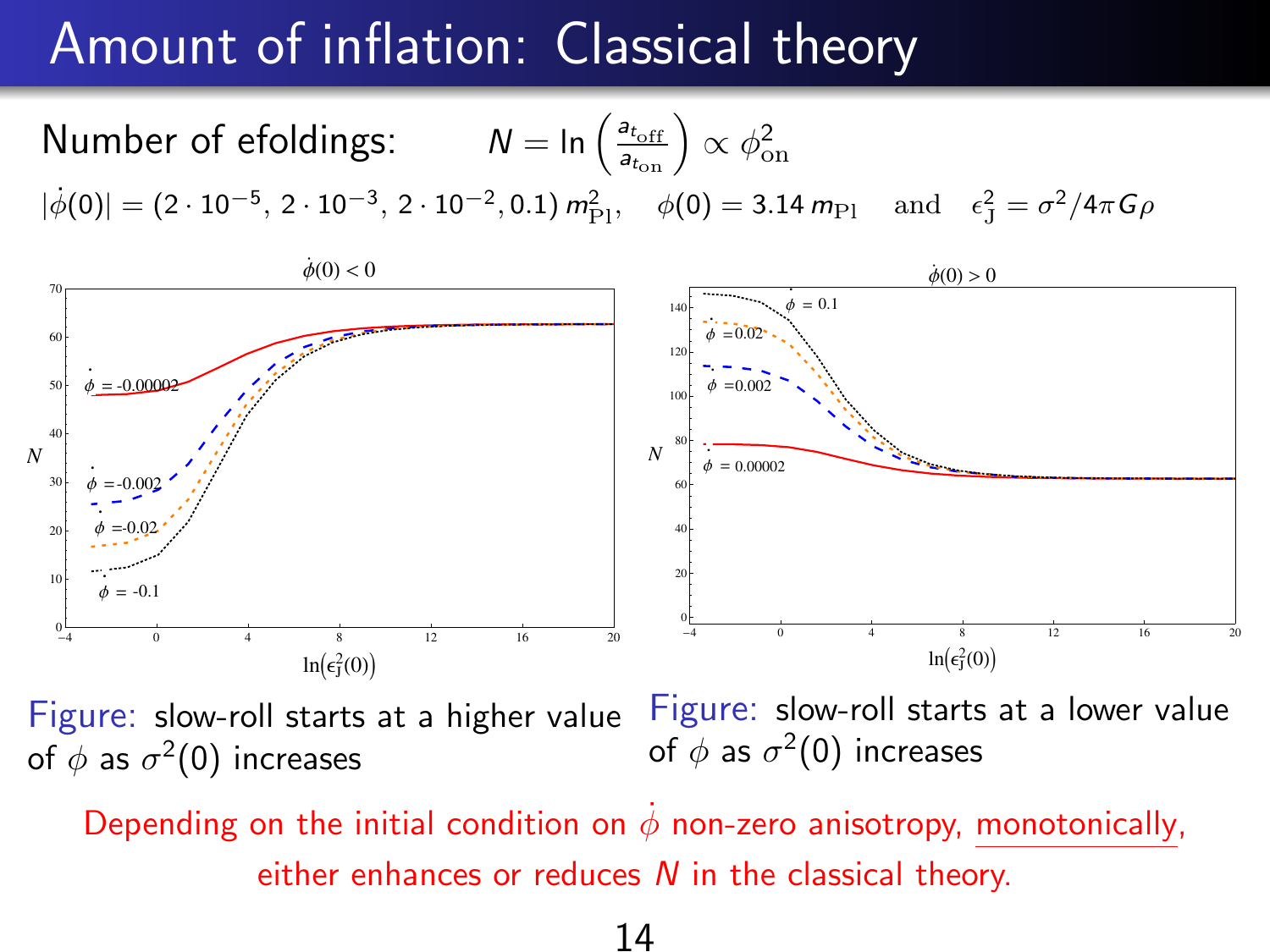# Amount of inflation: Classical theory

Number of efoldings: $N = \ln\left(\frac{a_{t_{\rm off}}}{a_{t_{\rm on}}}\right) \propto \phi_{\rm on}^2$

$|\dot{\phi}(0)| = (2\cdot 10^{-5},\, 2\cdot 10^{-3},\, 2\cdot 10^{-2}, 0.1)\, m_{\rm Pl}^2, \quad \phi(0) = 3.14\, m_{\rm Pl} \quad \text{and} \quad \epsilon_{\rm J}^2 = \sigma^2/4\pi G\rho$

Figure: slow-roll starts at a higher value of $\phi$ as $\sigma^2(0)$ increases

Figure: slow-roll starts at a lower value of $\phi$ as $\sigma^2(0)$ increases

Depending on the initial condition on $\dot{\phi}$ non-zero anisotropy, monotonically, either enhances or reduces $N$ in the classical theory.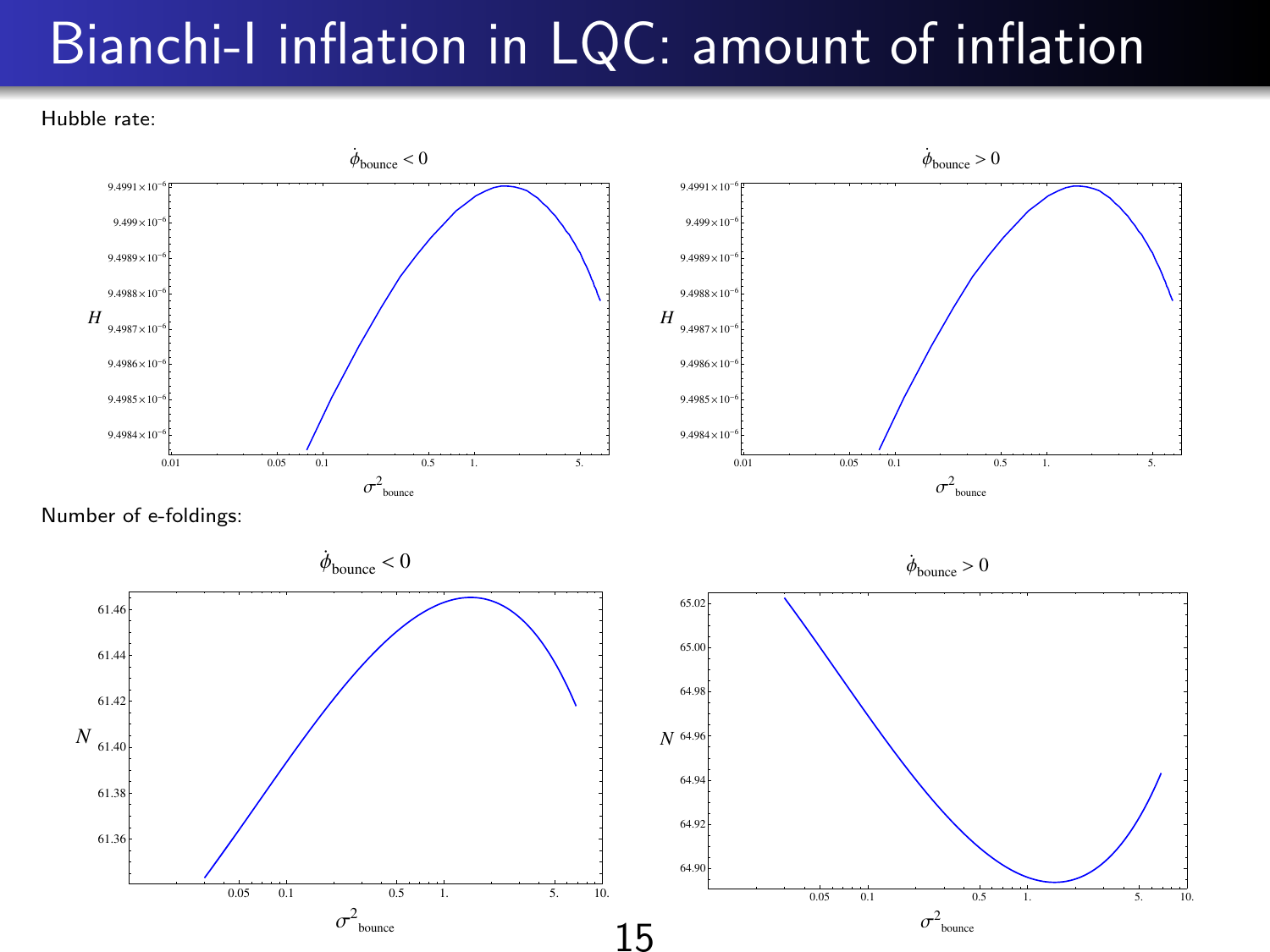# Bianchi-I inflation in LQC: amount of inflation

Hubble rate:

Number of e-foldings: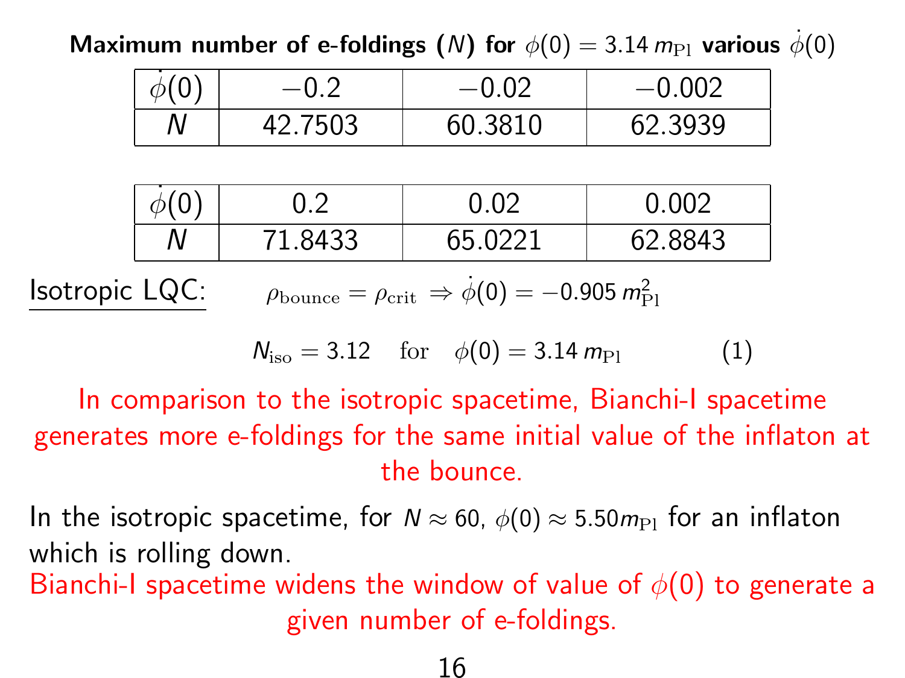**Maximum number of e-foldings ($N$) for $\phi(0) = 3.14\, m_{\rm Pl}$ various $\dot{\phi}(0)$**

| $\dot{\phi}(0)$ | $-0.2$ | $-0.02$ | $-0.002$ |
|---|---|---|---|
| $N$ | 42.7503 | 60.3810 | 62.3939 |

| $\dot{\phi}(0)$ | 0.2 | 0.02 | 0.002 |
|---|---|---|---|
| $N$ | 71.8433 | 65.0221 | 62.8843 |

Isotropic LQC: $\rho_{\rm bounce} = \rho_{\rm crit} \Rightarrow \dot{\phi}(0) = -0.905\, m_{\rm Pl}^2$

$$N_{\rm iso} = 3.12 \quad \text{for} \quad \phi(0) = 3.14\, m_{\rm Pl} \tag{1}$$

In comparison to the isotropic spacetime, Bianchi-I spacetime generates more e-foldings for the same initial value of the inflaton at the bounce.

In the isotropic spacetime, for $N \approx 60$, $\phi(0) \approx 5.50 m_{\rm Pl}$ for an inflaton which is rolling down.

Bianchi-I spacetime widens the window of value of $\phi(0)$ to generate a given number of e-foldings.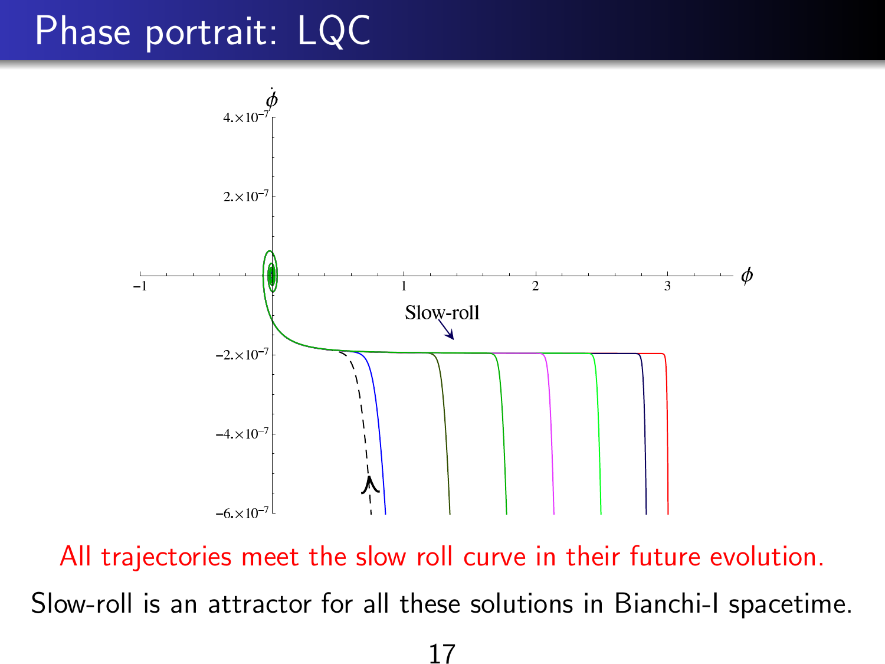# Phase portrait: LQC

All trajectories meet the slow roll curve in their future evolution.

Slow-roll is an attractor for all these solutions in Bianchi-I spacetime.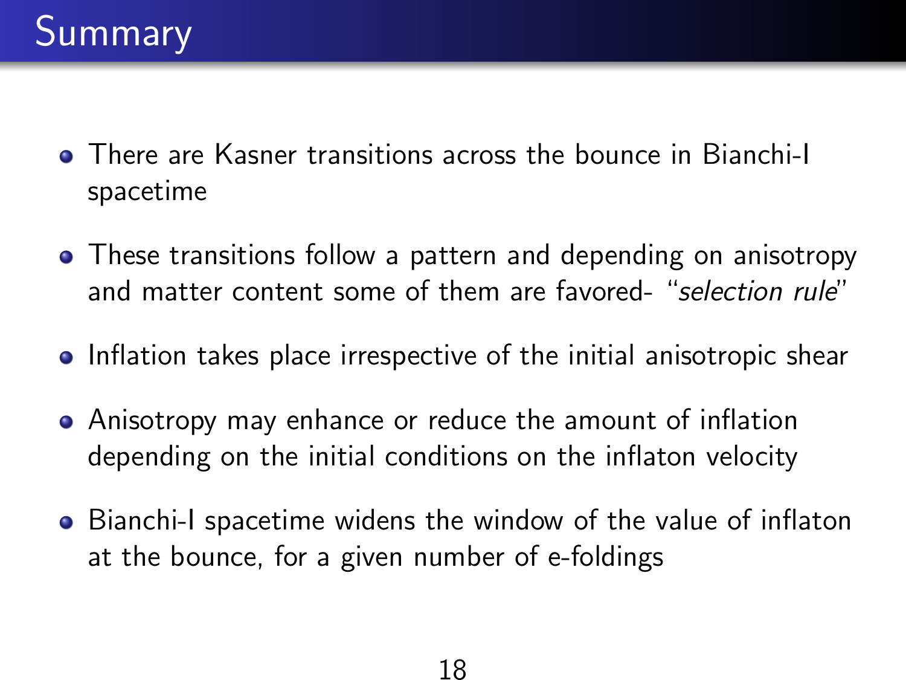# Summary

- There are Kasner transitions across the bounce in Bianchi-I spacetime
- These transitions follow a pattern and depending on anisotropy and matter content some of them are favored- "*selection rule*"
- Inflation takes place irrespective of the initial anisotropic shear
- Anisotropy may enhance or reduce the amount of inflation depending on the initial conditions on the inflaton velocity
- Bianchi-I spacetime widens the window of the value of inflaton at the bounce, for a given number of e-foldings